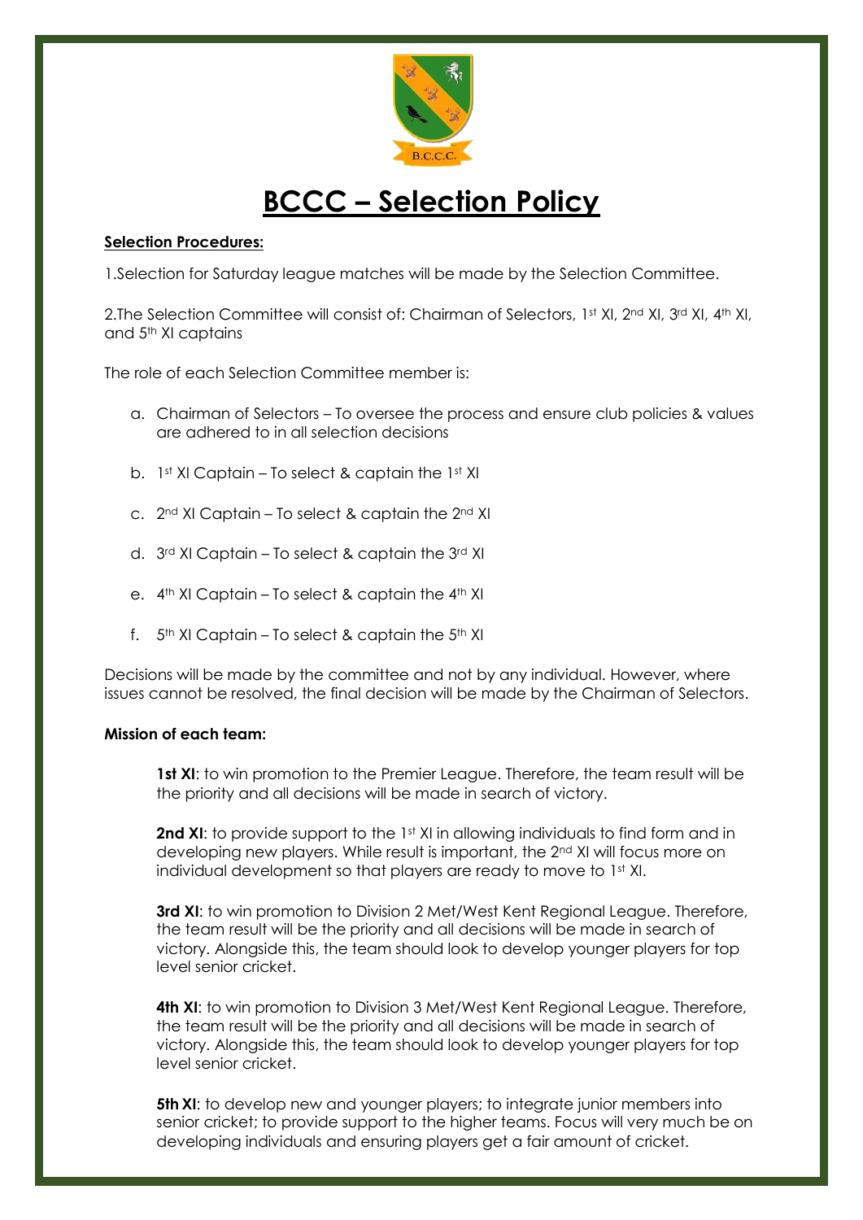# BCCC – Selection Policy

**Selection Procedures:**

1.Selection for Saturday league matches will be made by the Selection Committee.

2.The Selection Committee will consist of: Chairman of Selectors, 1st XI, 2nd XI, 3rd XI, 4th XI, and 5th XI captains

The role of each Selection Committee member is:

a. Chairman of Selectors – To oversee the process and ensure club policies & values are adhered to in all selection decisions

b. 1st XI Captain – To select & captain the 1st XI

c. 2nd XI Captain – To select & captain the 2nd XI

d. 3rd XI Captain – To select & captain the 3rd XI

e. 4th XI Captain – To select & captain the 4th XI

f. 5th XI Captain – To select & captain the 5th XI

Decisions will be made by the committee and not by any individual. However, where issues cannot be resolved, the final decision will be made by the Chairman of Selectors.

**Mission of each team:**

**1st XI**: to win promotion to the Premier League. Therefore, the team result will be the priority and all decisions will be made in search of victory.

**2nd XI**: to provide support to the 1st XI in allowing individuals to find form and in developing new players. While result is important, the 2nd XI will focus more on individual development so that players are ready to move to 1st XI.

**3rd XI**: to win promotion to Division 2 Met/West Kent Regional League. Therefore, the team result will be the priority and all decisions will be made in search of victory. Alongside this, the team should look to develop younger players for top level senior cricket.

**4th XI**: to win promotion to Division 3 Met/West Kent Regional League. Therefore, the team result will be the priority and all decisions will be made in search of victory. Alongside this, the team should look to develop younger players for top level senior cricket.

**5th XI**: to develop new and younger players; to integrate junior members into senior cricket; to provide support to the higher teams. Focus will very much be on developing individuals and ensuring players get a fair amount of cricket.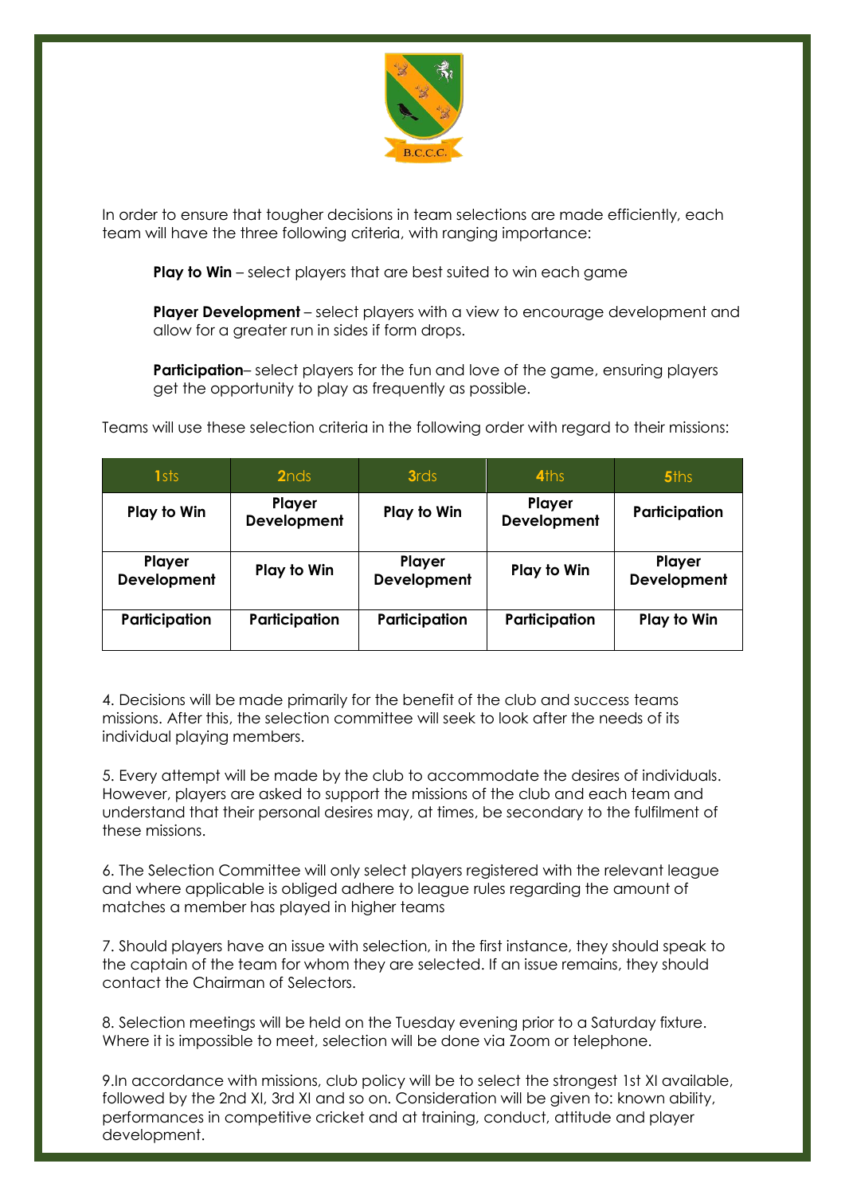In order to ensure that tougher decisions in team selections are made efficiently, each team will have the three following criteria, with ranging importance:

**Play to Win** – select players that are best suited to win each game

**Player Development** – select players with a view to encourage development and allow for a greater run in sides if form drops.

**Participation**– select players for the fun and love of the game, ensuring players get the opportunity to play as frequently as possible.

Teams will use these selection criteria in the following order with regard to their missions:

| 1sts | 2nds | 3rds | 4ths | 5ths |
|---|---|---|---|---|
| **Play to Win** | **Player Development** | **Play to Win** | **Player Development** | **Participation** |
| **Player Development** | **Play to Win** | **Player Development** | **Play to Win** | **Player Development** |
| **Participation** | **Participation** | **Participation** | **Participation** | **Play to Win** |

4. Decisions will be made primarily for the benefit of the club and success teams missions. After this, the selection committee will seek to look after the needs of its individual playing members.

5. Every attempt will be made by the club to accommodate the desires of individuals. However, players are asked to support the missions of the club and each team and understand that their personal desires may, at times, be secondary to the fulfilment of these missions.

6. The Selection Committee will only select players registered with the relevant league and where applicable is obliged adhere to league rules regarding the amount of matches a member has played in higher teams

7. Should players have an issue with selection, in the first instance, they should speak to the captain of the team for whom they are selected. If an issue remains, they should contact the Chairman of Selectors.

8. Selection meetings will be held on the Tuesday evening prior to a Saturday fixture. Where it is impossible to meet, selection will be done via Zoom or telephone.

9.In accordance with missions, club policy will be to select the strongest 1st XI available, followed by the 2nd XI, 3rd XI and so on. Consideration will be given to: known ability, performances in competitive cricket and at training, conduct, attitude and player development.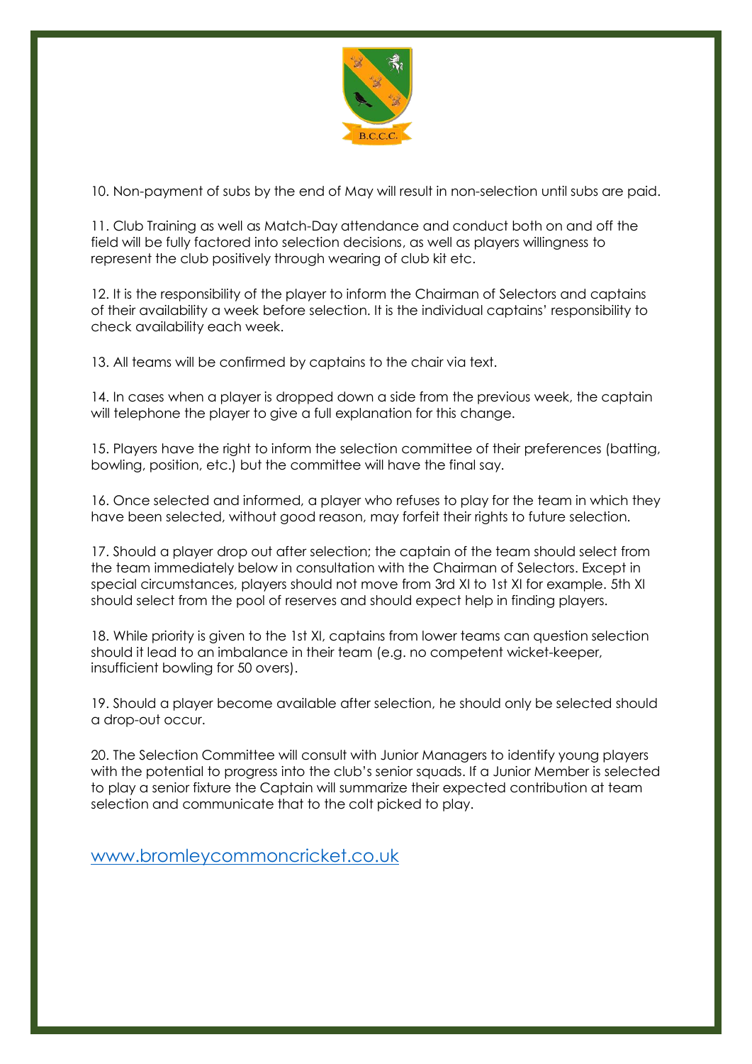10. Non-payment of subs by the end of May will result in non-selection until subs are paid.

11. Club Training as well as Match-Day attendance and conduct both on and off the field will be fully factored into selection decisions, as well as players willingness to represent the club positively through wearing of club kit etc.

12. It is the responsibility of the player to inform the Chairman of Selectors and captains of their availability a week before selection. It is the individual captains' responsibility to check availability each week.

13. All teams will be confirmed by captains to the chair via text.

14. In cases when a player is dropped down a side from the previous week, the captain will telephone the player to give a full explanation for this change.

15. Players have the right to inform the selection committee of their preferences (batting, bowling, position, etc.) but the committee will have the final say.

16. Once selected and informed, a player who refuses to play for the team in which they have been selected, without good reason, may forfeit their rights to future selection.

17. Should a player drop out after selection; the captain of the team should select from the team immediately below in consultation with the Chairman of Selectors. Except in special circumstances, players should not move from 3rd XI to 1st XI for example. 5th XI should select from the pool of reserves and should expect help in finding players.

18. While priority is given to the 1st XI, captains from lower teams can question selection should it lead to an imbalance in their team (e.g. no competent wicket-keeper, insufficient bowling for 50 overs).

19. Should a player become available after selection, he should only be selected should a drop-out occur.

20. The Selection Committee will consult with Junior Managers to identify young players with the potential to progress into the club's senior squads. If a Junior Member is selected to play a senior fixture the Captain will summarize their expected contribution at team selection and communicate that to the colt picked to play.

[www.bromleycommoncricket.co.uk](http://www.bromleycommoncricket.co.uk)